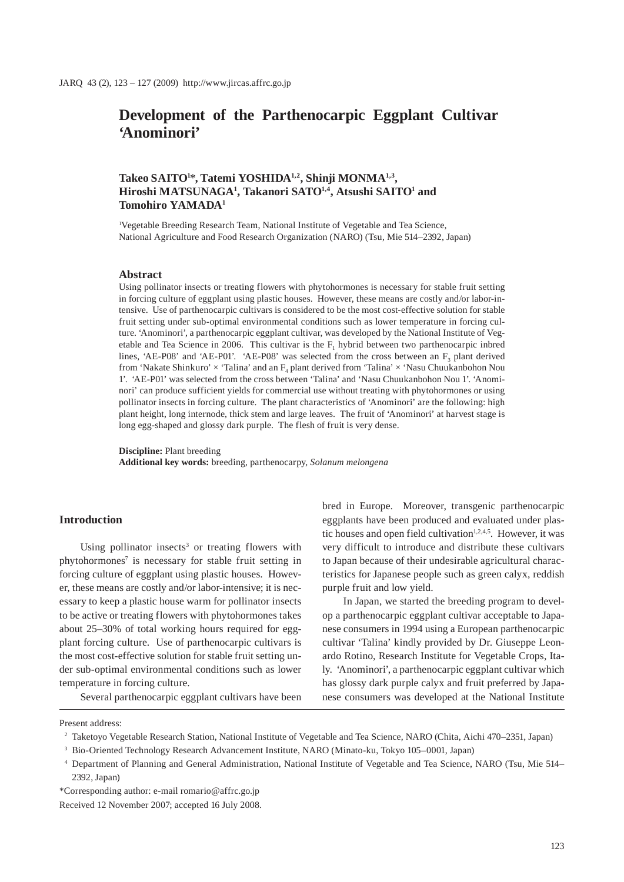# Development of the Parthenocarpic Eggplant Cultivar 'Anominori'

**Takeo SAITO[1]\*, Tatemi YOSHIDA[1,2], Shinji MONMA[1,3], Hiroshi MATSUNAGA[1], Takanori SATO[1,4], Atsushi SAITO[1] and Tomohiro YAMADA[1]**

[1]Vegetable Breeding Research Team, National Institute of Vegetable and Tea Science, National Agriculture and Food Research Organization (NARO) (Tsu, Mie 514–2392, Japan)

### Abstract

Using pollinator insects or treating flowers with phytohormones is necessary for stable fruit setting in forcing culture of eggplant using plastic houses. However, these means are costly and/or labor-intensive. Use of parthenocarpic cultivars is considered to be the most cost-effective solution for stable fruit setting under sub-optimal environmental conditions such as lower temperature in forcing culture. 'Anominori', a parthenocarpic eggplant cultivar, was developed by the National Institute of Vegetable and Tea Science in 2006. This cultivar is the $F_1$ hybrid between two parthenocarpic inbred lines, 'AE-P08' and 'AE-P01'. 'AE-P08' was selected from the cross between an $F_3$ plant derived from 'Nakate Shinkuro' × 'Talina' and an $F_4$ plant derived from 'Talina' × 'Nasu Chuukanbohon Nou 1'. 'AE-P01' was selected from the cross between 'Talina' and 'Nasu Chuukanbohon Nou 1'. 'Anominori' can produce sufficient yields for commercial use without treating with phytohormones or using pollinator insects in forcing culture. The plant characteristics of 'Anominori' are the following: high plant height, long internode, thick stem and large leaves. The fruit of 'Anominori' at harvest stage is long egg-shaped and glossy dark purple. The flesh of fruit is very dense.

**Discipline:** Plant breeding
**Additional key words:** breeding, parthenocarpy, *Solanum melongena*

## Introduction

Using pollinator insects[3] or treating flowers with phytohormones[7] is necessary for stable fruit setting in forcing culture of eggplant using plastic houses. However, these means are costly and/or labor-intensive; it is necessary to keep a plastic house warm for pollinator insects to be active or treating flowers with phytohormones takes about 25–30% of total working hours required for eggplant forcing culture. Use of parthenocarpic cultivars is the most cost-effective solution for stable fruit setting under sub-optimal environmental conditions such as lower temperature in forcing culture.

Several parthenocarpic eggplant cultivars have been bred in Europe. Moreover, transgenic parthenocarpic eggplants have been produced and evaluated under plastic houses and open field cultivation[1,2,4,5]. However, it was very difficult to introduce and distribute these cultivars to Japan because of their undesirable agricultural characteristics for Japanese people such as green calyx, reddish purple fruit and low yield.

In Japan, we started the breeding program to develop a parthenocarpic eggplant cultivar acceptable to Japanese consumers in 1994 using a European parthenocarpic cultivar 'Talina' kindly provided by Dr. Giuseppe Leonardo Rotino, Research Institute for Vegetable Crops, Italy. 'Anominori', a parthenocarpic eggplant cultivar which has glossy dark purple calyx and fruit preferred by Japanese consumers was developed at the National Institute

---

Present address:

[2] Taketoyo Vegetable Research Station, National Institute of Vegetable and Tea Science, NARO (Chita, Aichi 470–2351, Japan)

[3] Bio-Oriented Technology Research Advancement Institute, NARO (Minato-ku, Tokyo 105–0001, Japan)

[4] Department of Planning and General Administration, National Institute of Vegetable and Tea Science, NARO (Tsu, Mie 514–2392, Japan)

\*Corresponding author: e-mail romario@affrc.go.jp

Received 12 November 2007; accepted 16 July 2008.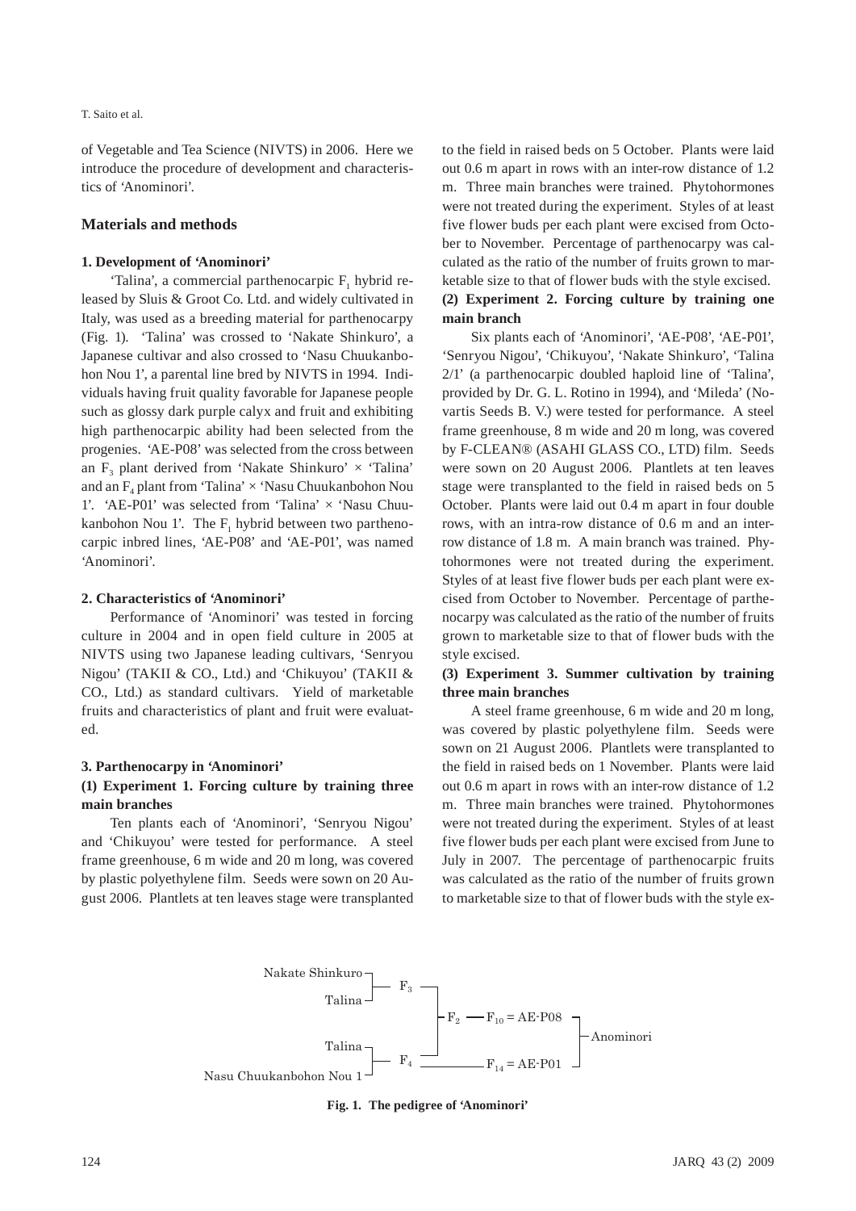of Vegetable and Tea Science (NIVTS) in 2006. Here we introduce the procedure of development and characteristics of 'Anominori'.

## Materials and methods

### 1. Development of 'Anominori'

'Talina', a commercial parthenocarpic $F_1$ hybrid released by Sluis & Groot Co. Ltd. and widely cultivated in Italy, was used as a breeding material for parthenocarpy (Fig. 1). 'Talina' was crossed to 'Nakate Shinkuro', a Japanese cultivar and also crossed to 'Nasu Chuukanbohon Nou 1', a parental line bred by NIVTS in 1994. Individuals having fruit quality favorable for Japanese people such as glossy dark purple calyx and fruit and exhibiting high parthenocarpic ability had been selected from the progenies. 'AE-P08' was selected from the cross between an $F_3$ plant derived from 'Nakate Shinkuro' × 'Talina' and an $F_4$ plant from 'Talina' × 'Nasu Chuukanbohon Nou 1'. 'AE-P01' was selected from 'Talina' × 'Nasu Chuukanbohon Nou 1'. The $F_1$ hybrid between two parthenocarpic inbred lines, 'AE-P08' and 'AE-P01', was named 'Anominori'.

### 2. Characteristics of 'Anominori'

Performance of 'Anominori' was tested in forcing culture in 2004 and in open field culture in 2005 at NIVTS using two Japanese leading cultivars, 'Senryou Nigou' (TAKII & CO., Ltd.) and 'Chikuyou' (TAKII & CO., Ltd.) as standard cultivars. Yield of marketable fruits and characteristics of plant and fruit were evaluated.

### 3. Parthenocarpy in 'Anominori'

#### (1) Experiment 1. Forcing culture by training three main branches

Ten plants each of 'Anominori', 'Senryou Nigou' and 'Chikuyou' were tested for performance. A steel frame greenhouse, 6 m wide and 20 m long, was covered by plastic polyethylene film. Seeds were sown on 20 August 2006. Plantlets at ten leaves stage were transplanted to the field in raised beds on 5 October. Plants were laid out 0.6 m apart in rows with an inter-row distance of 1.2 m. Three main branches were trained. Phytohormones were not treated during the experiment. Styles of at least five flower buds per each plant were excised from October to November. Percentage of parthenocarpy was calculated as the ratio of the number of fruits grown to marketable size to that of flower buds with the style excised.

#### (2) Experiment 2. Forcing culture by training one main branch

Six plants each of 'Anominori', 'AE-P08', 'AE-P01', 'Senryou Nigou', 'Chikuyou', 'Nakate Shinkuro', 'Talina 2/1' (a parthenocarpic doubled haploid line of 'Talina', provided by Dr. G. L. Rotino in 1994), and 'Mileda' (Novartis Seeds B. V.) were tested for performance. A steel frame greenhouse, 8 m wide and 20 m long, was covered by F-CLEAN® (ASAHI GLASS CO., LTD) film. Seeds were sown on 20 August 2006. Plantlets at ten leaves stage were transplanted to the field in raised beds on 5 October. Plants were laid out 0.4 m apart in four double rows, with an intra-row distance of 0.6 m and an inter-row distance of 1.8 m. A main branch was trained. Phytohormones were not treated during the experiment. Styles of at least five flower buds per each plant were excised from October to November. Percentage of parthenocarpy was calculated as the ratio of the number of fruits grown to marketable size to that of flower buds with the style excised.

#### (3) Experiment 3. Summer cultivation by training three main branches

A steel frame greenhouse, 6 m wide and 20 m long, was covered by plastic polyethylene film. Seeds were sown on 21 August 2006. Plantlets were transplanted to the field in raised beds on 1 November. Plants were laid out 0.6 m apart in rows with an inter-row distance of 1.2 m. Three main branches were trained. Phytohormones were not treated during the experiment. Styles of at least five flower buds per each plant were excised from June to July in 2007. The percentage of parthenocarpic fruits was calculated as the ratio of the number of fruits grown to marketable size to that of flower buds with the style ex-

```
Nakate Shinkuro ┐
                ├─ F3 ─┐
Talina ─────────┘      │
                       ├─ F2 ── F10 = AE-P08 ┐
Talina ─────────┐      │                     ├─ Anominori
                ├─ F4 ─┘                     │
Nasu Chuukanbohon Nou 1 ┘ ─────── F14 = AE-P01 ┘
```

**Fig. 1. The pedigree of 'Anominori'**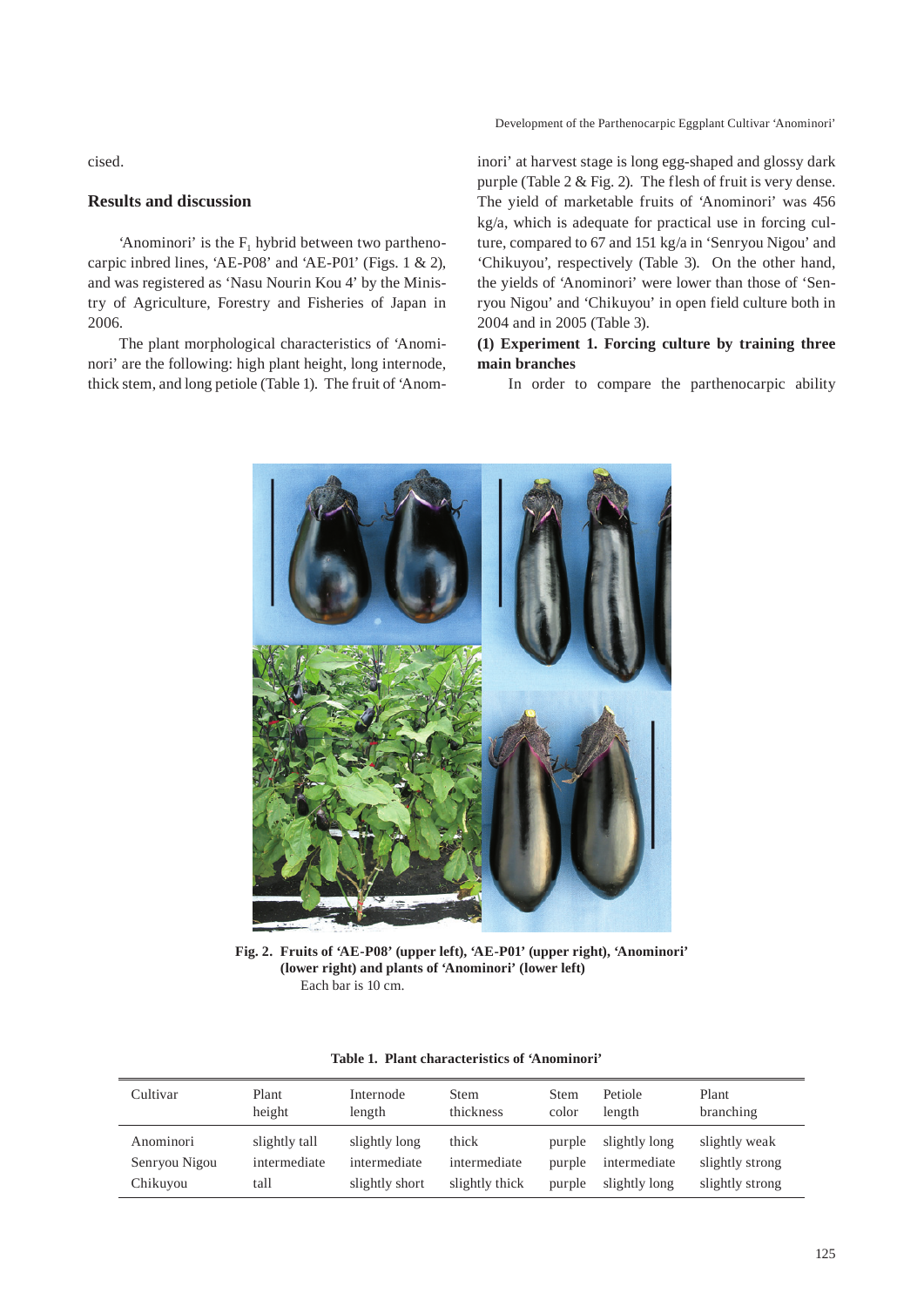cised.

## Results and discussion

'Anominori' is the $F_1$ hybrid between two parthenocarpic inbred lines, 'AE-P08' and 'AE-P01' (Figs. 1 & 2), and was registered as 'Nasu Nourin Kou 4' by the Ministry of Agriculture, Forestry and Fisheries of Japan in 2006.

The plant morphological characteristics of 'Anominori' are the following: high plant height, long internode, thick stem, and long petiole (Table 1). The fruit of 'Anominori' at harvest stage is long egg-shaped and glossy dark purple (Table 2 & Fig. 2). The flesh of fruit is very dense. The yield of marketable fruits of 'Anominori' was 456 kg/a, which is adequate for practical use in forcing culture, compared to 67 and 151 kg/a in 'Senryou Nigou' and 'Chikuyou', respectively (Table 3). On the other hand, the yields of 'Anominori' were lower than those of 'Senryou Nigou' and 'Chikuyou' in open field culture both in 2004 and in 2005 (Table 3).

**(1) Experiment 1. Forcing culture by training three main branches**

In order to compare the parthenocarpic ability

**Fig. 2. Fruits of 'AE-P08' (upper left), 'AE-P01' (upper right), 'Anominori' (lower right) and plants of 'Anominori' (lower left)**
Each bar is 10 cm.

**Table 1. Plant characteristics of 'Anominori'**

| Cultivar | Plant height | Internode length | Stem thickness | Stem color | Petiole length | Plant branching |
|---|---|---|---|---|---|---|
| Anominori | slightly tall | slightly long | thick | purple | slightly long | slightly weak |
| Senryou Nigou | intermediate | intermediate | intermediate | purple | intermediate | slightly strong |
| Chikuyou | tall | slightly short | slightly thick | purple | slightly long | slightly strong |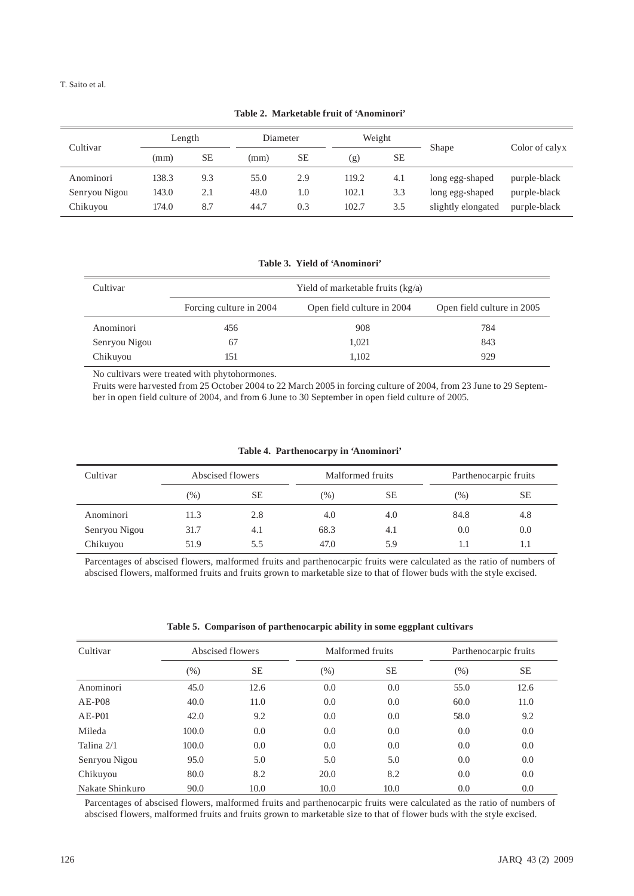**Table 2. Marketable fruit of 'Anominori'**

| Cultivar | Length | | Diameter | | Weight | | Shape | Color of calyx |
|---|---|---|---|---|---|---|---|---|
| | (mm) | SE | (mm) | SE | (g) | SE | | |
| Anominori | 138.3 | 9.3 | 55.0 | 2.9 | 119.2 | 4.1 | long egg-shaped | purple-black |
| Senryou Nigou | 143.0 | 2.1 | 48.0 | 1.0 | 102.1 | 3.3 | long egg-shaped | purple-black |
| Chikuyou | 174.0 | 8.7 | 44.7 | 0.3 | 102.7 | 3.5 | slightly elongated | purple-black |

**Table 3. Yield of 'Anominori'**

| Cultivar | Yield of marketable fruits (kg/a) | | |
|---|---|---|---|
| | Forcing culture in 2004 | Open field culture in 2004 | Open field culture in 2005 |
| Anominori | 456 | 908 | 784 |
| Senryou Nigou | 67 | 1,021 | 843 |
| Chikuyou | 151 | 1,102 | 929 |

No cultivars were treated with phytohormones.
Fruits were harvested from 25 October 2004 to 22 March 2005 in forcing culture of 2004, from 23 June to 29 September in open field culture of 2004, and from 6 June to 30 September in open field culture of 2005.

**Table 4. Parthenocarpy in 'Anominori'**

| Cultivar | Abscised flowers | | Malformed fruits | | Parthenocarpic fruits | |
|---|---|---|---|---|---|---|
| | (%) | SE | (%) | SE | (%) | SE |
| Anominori | 11.3 | 2.8 | 4.0 | 4.0 | 84.8 | 4.8 |
| Senryou Nigou | 31.7 | 4.1 | 68.3 | 4.1 | 0.0 | 0.0 |
| Chikuyou | 51.9 | 5.5 | 47.0 | 5.9 | 1.1 | 1.1 |

Parcentages of abscised flowers, malformed fruits and parthenocarpic fruits were calculated as the ratio of numbers of abscised flowers, malformed fruits and fruits grown to marketable size to that of flower buds with the style excised.

**Table 5. Comparison of parthenocarpic ability in some eggplant cultivars**

| Cultivar | Abscised flowers | | Malformed fruits | | Parthenocarpic fruits | |
|---|---|---|---|---|---|---|
| | (%) | SE | (%) | SE | (%) | SE |
| Anominori | 45.0 | 12.6 | 0.0 | 0.0 | 55.0 | 12.6 |
| AE-P08 | 40.0 | 11.0 | 0.0 | 0.0 | 60.0 | 11.0 |
| AE-P01 | 42.0 | 9.2 | 0.0 | 0.0 | 58.0 | 9.2 |
| Mileda | 100.0 | 0.0 | 0.0 | 0.0 | 0.0 | 0.0 |
| Talina 2/1 | 100.0 | 0.0 | 0.0 | 0.0 | 0.0 | 0.0 |
| Senryou Nigou | 95.0 | 5.0 | 5.0 | 5.0 | 0.0 | 0.0 |
| Chikuyou | 80.0 | 8.2 | 20.0 | 8.2 | 0.0 | 0.0 |
| Nakate Shinkuro | 90.0 | 10.0 | 10.0 | 10.0 | 0.0 | 0.0 |

Parcentages of abscised flowers, malformed fruits and parthenocarpic fruits were calculated as the ratio of numbers of abscised flowers, malformed fruits and fruits grown to marketable size to that of flower buds with the style excised.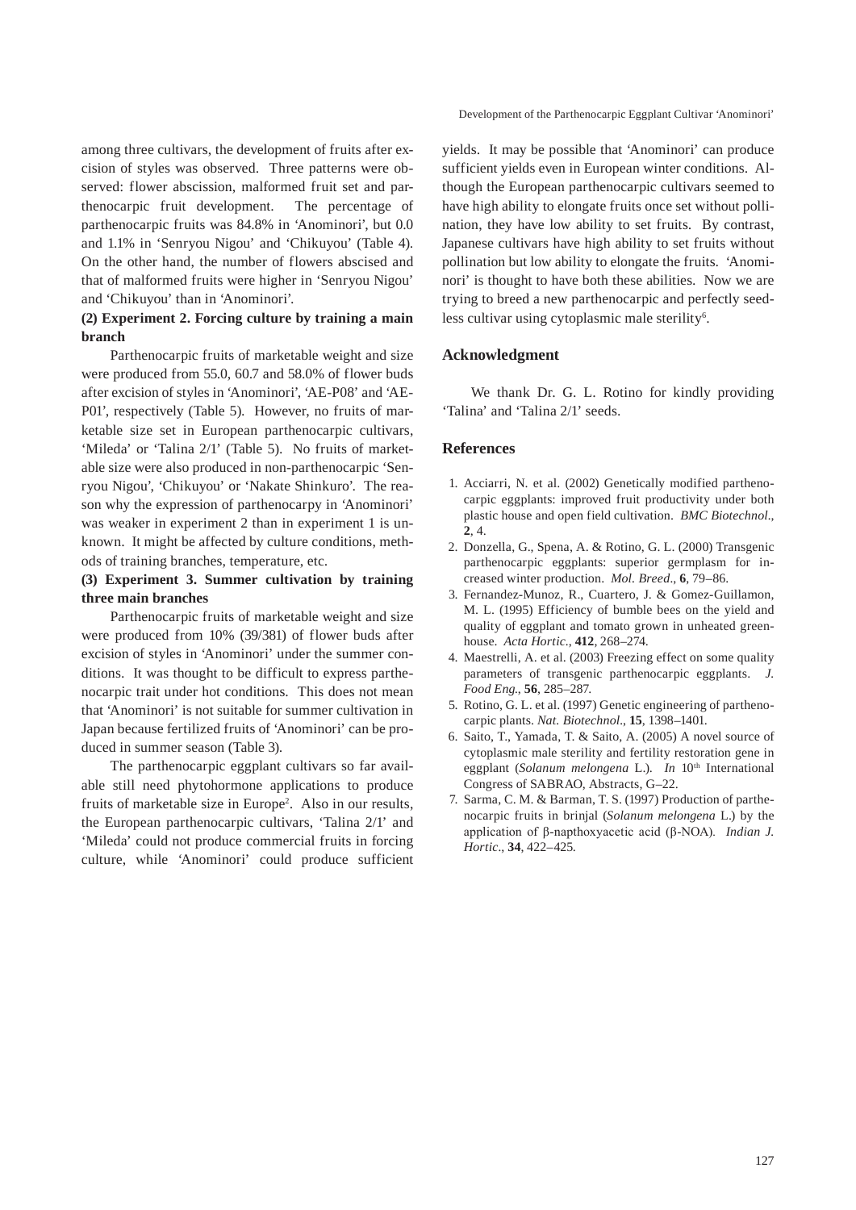among three cultivars, the development of fruits after excision of styles was observed. Three patterns were observed: flower abscission, malformed fruit set and parthenocarpic fruit development. The percentage of parthenocarpic fruits was 84.8% in 'Anominori', but 0.0 and 1.1% in 'Senryou Nigou' and 'Chikuyou' (Table 4). On the other hand, the number of flowers abscised and that of malformed fruits were higher in 'Senryou Nigou' and 'Chikuyou' than in 'Anominori'.

**(2) Experiment 2. Forcing culture by training a main branch**

Parthenocarpic fruits of marketable weight and size were produced from 55.0, 60.7 and 58.0% of flower buds after excision of styles in 'Anominori', 'AE-P08' and 'AE-P01', respectively (Table 5). However, no fruits of marketable size set in European parthenocarpic cultivars, 'Mileda' or 'Talina 2/1' (Table 5). No fruits of marketable size were also produced in non-parthenocarpic 'Senryou Nigou', 'Chikuyou' or 'Nakate Shinkuro'. The reason why the expression of parthenocarpy in 'Anominori' was weaker in experiment 2 than in experiment 1 is unknown. It might be affected by culture conditions, methods of training branches, temperature, etc.

**(3) Experiment 3. Summer cultivation by training three main branches**

Parthenocarpic fruits of marketable weight and size were produced from 10% (39/381) of flower buds after excision of styles in 'Anominori' under the summer conditions. It was thought to be difficult to express parthenocarpic trait under hot conditions. This does not mean that 'Anominori' is not suitable for summer cultivation in Japan because fertilized fruits of 'Anominori' can be produced in summer season (Table 3).

The parthenocarpic eggplant cultivars so far available still need phytohormone applications to produce fruits of marketable size in Europe[2]. Also in our results, the European parthenocarpic cultivars, 'Talina 2/1' and 'Mileda' could not produce commercial fruits in forcing culture, while 'Anominori' could produce sufficient yields. It may be possible that 'Anominori' can produce sufficient yields even in European winter conditions. Although the European parthenocarpic cultivars seemed to have high ability to elongate fruits once set without pollination, they have low ability to set fruits. By contrast, Japanese cultivars have high ability to set fruits without pollination but low ability to elongate the fruits. 'Anominori' is thought to have both these abilities. Now we are trying to breed a new parthenocarpic and perfectly seedless cultivar using cytoplasmic male sterility[6].

## Acknowledgment

We thank Dr. G. L. Rotino for kindly providing 'Talina' and 'Talina 2/1' seeds.

## References

1. Acciarri, N. et al. (2002) Genetically modified parthenocarpic eggplants: improved fruit productivity under both plastic house and open field cultivation. *BMC Biotechnol*., **2**, 4.
2. Donzella, G., Spena, A. & Rotino, G. L. (2000) Transgenic parthenocarpic eggplants: superior germplasm for increased winter production. *Mol. Breed*., **6**, 79–86.
3. Fernandez-Munoz, R., Cuartero, J. & Gomez-Guillamon, M. L. (1995) Efficiency of bumble bees on the yield and quality of eggplant and tomato grown in unheated greenhouse. *Acta Hortic*., **412**, 268–274.
4. Maestrelli, A. et al. (2003) Freezing effect on some quality parameters of transgenic parthenocarpic eggplants. *J. Food Eng*., **56**, 285–287.
5. Rotino, G. L. et al. (1997) Genetic engineering of parthenocarpic plants. *Nat. Biotechnol*., **15**, 1398–1401.
6. Saito, T., Yamada, T. & Saito, A. (2005) A novel source of cytoplasmic male sterility and fertility restoration gene in eggplant (*Solanum melongena* L.). *In* 10th International Congress of SABRAO, Abstracts, G–22.
7. Sarma, C. M. & Barman, T. S. (1997) Production of parthenocarpic fruits in brinjal (*Solanum melongena* L.) by the application of β-napthoxyacetic acid (β-NOA). *Indian J. Hortic*., **34**, 422–425.